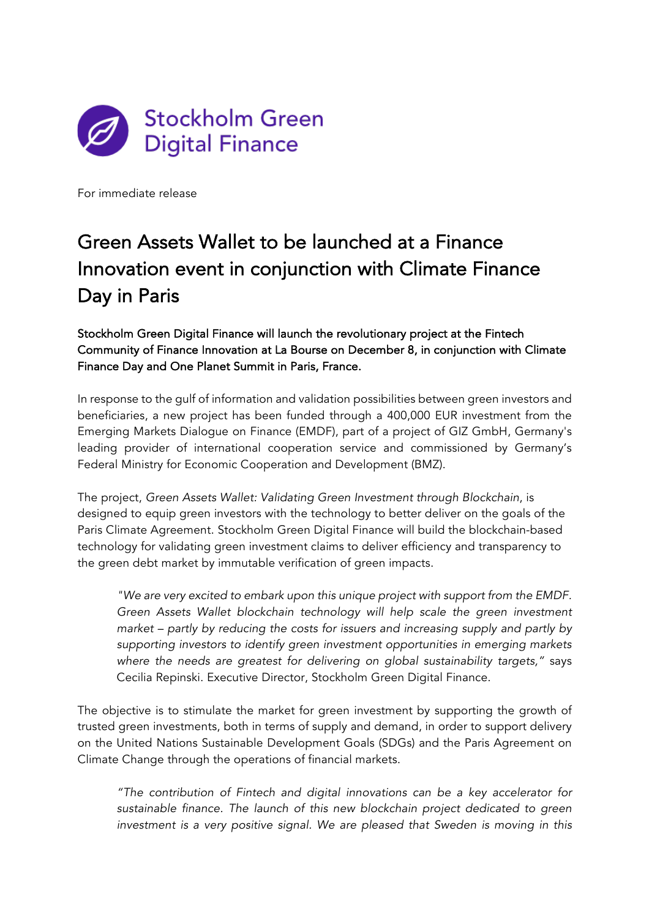Stockholm Green Digital Finance

For immediate release

# Green Assets Wallet to be launched at a Finance Innovation event in conjunction with Climate Finance Day in Paris

**Stockholm Green Digital Finance will launch the revolutionary project at the Fintech Community of Finance Innovation at La Bourse on December 8, in conjunction with Climate Finance Day and One Planet Summit in Paris, France.**

In response to the gulf of information and validation possibilities between green investors and beneficiaries, a new project has been funded through a 400,000 EUR investment from the Emerging Markets Dialogue on Finance (EMDF), part of a project of GIZ GmbH, Germany's leading provider of international cooperation service and commissioned by Germany's Federal Ministry for Economic Cooperation and Development (BMZ).

The project, *Green Assets Wallet: Validating Green Investment through Blockchain*, is designed to equip green investors with the technology to better deliver on the goals of the Paris Climate Agreement. Stockholm Green Digital Finance will build the blockchain-based technology for validating green investment claims to deliver efficiency and transparency to the green debt market by immutable verification of green impacts.

> *"We are very excited to embark upon this unique project with support from the EMDF. Green Assets Wallet blockchain technology will help scale the green investment market – partly by reducing the costs for issuers and increasing supply and partly by supporting investors to identify green investment opportunities in emerging markets where the needs are greatest for delivering on global sustainability targets,"* says Cecilia Repinski. Executive Director, Stockholm Green Digital Finance.

The objective is to stimulate the market for green investment by supporting the growth of trusted green investments, both in terms of supply and demand, in order to support delivery on the United Nations Sustainable Development Goals (SDGs) and the Paris Agreement on Climate Change through the operations of financial markets.

> *"The contribution of Fintech and digital innovations can be a key accelerator for sustainable finance. The launch of this new blockchain project dedicated to green investment is a very positive signal. We are pleased that Sweden is moving in this*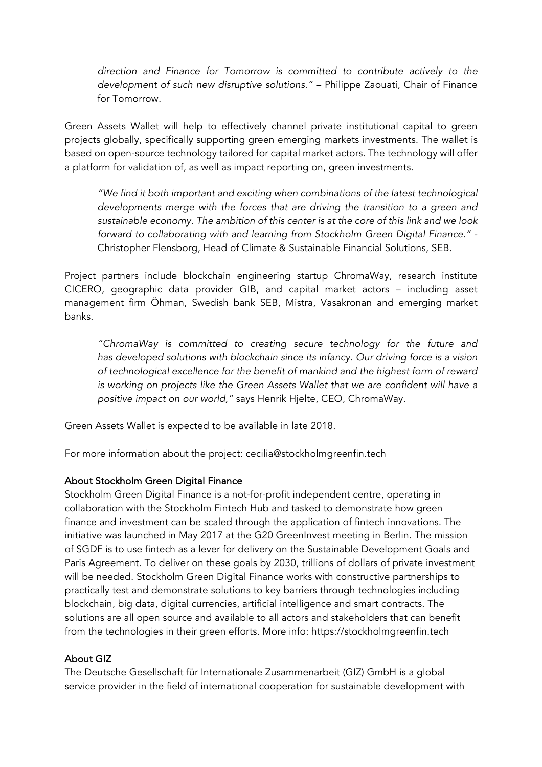*direction and Finance for Tomorrow is committed to contribute actively to the development of such new disruptive solutions."* – Philippe Zaouati, Chair of Finance for Tomorrow.

Green Assets Wallet will help to effectively channel private institutional capital to green projects globally, specifically supporting green emerging markets investments. The wallet is based on open-source technology tailored for capital market actors. The technology will offer a platform for validation of, as well as impact reporting on, green investments.

> *"We find it both important and exciting when combinations of the latest technological developments merge with the forces that are driving the transition to a green and sustainable economy. The ambition of this center is at the core of this link and we look forward to collaborating with and learning from Stockholm Green Digital Finance."* - Christopher Flensborg, Head of Climate & Sustainable Financial Solutions, SEB.

Project partners include blockchain engineering startup ChromaWay, research institute CICERO, geographic data provider GIB, and capital market actors – including asset management firm Öhman, Swedish bank SEB, Mistra, Vasakronan and emerging market banks.

> *"ChromaWay is committed to creating secure technology for the future and has developed solutions with blockchain since its infancy. Our driving force is a vision of technological excellence for the benefit of mankind and the highest form of reward is working on projects like the Green Assets Wallet that we are confident will have a positive impact on our world,"* says Henrik Hjelte, CEO, ChromaWay.

Green Assets Wallet is expected to be available in late 2018.

For more information about the project: cecilia@stockholmgreenfin.tech

## About Stockholm Green Digital Finance

Stockholm Green Digital Finance is a not-for-profit independent centre, operating in collaboration with the Stockholm Fintech Hub and tasked to demonstrate how green finance and investment can be scaled through the application of fintech innovations. The initiative was launched in May 2017 at the G20 GreenInvest meeting in Berlin. The mission of SGDF is to use fintech as a lever for delivery on the Sustainable Development Goals and Paris Agreement. To deliver on these goals by 2030, trillions of dollars of private investment will be needed. Stockholm Green Digital Finance works with constructive partnerships to practically test and demonstrate solutions to key barriers through technologies including blockchain, big data, digital currencies, artificial intelligence and smart contracts. The solutions are all open source and available to all actors and stakeholders that can benefit from the technologies in their green efforts. More info: https://stockholmgreenfin.tech

## About GIZ

The Deutsche Gesellschaft für Internationale Zusammenarbeit (GIZ) GmbH is a global service provider in the field of international cooperation for sustainable development with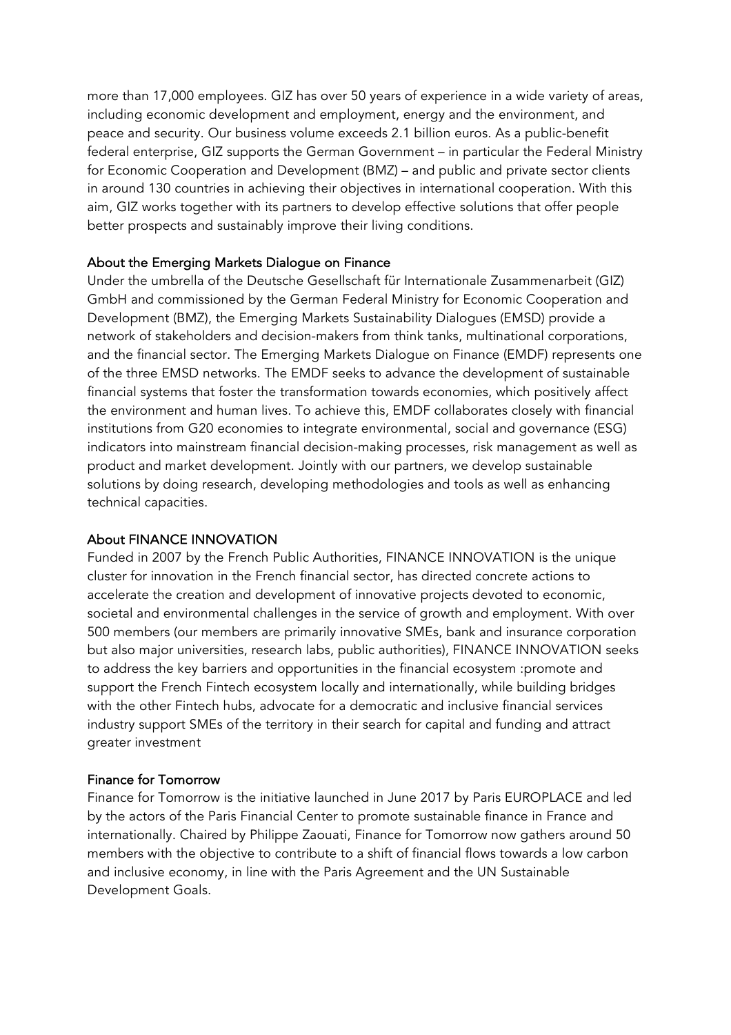more than 17,000 employees. GIZ has over 50 years of experience in a wide variety of areas, including economic development and employment, energy and the environment, and peace and security. Our business volume exceeds 2.1 billion euros. As a public-benefit federal enterprise, GIZ supports the German Government – in particular the Federal Ministry for Economic Cooperation and Development (BMZ) – and public and private sector clients in around 130 countries in achieving their objectives in international cooperation. With this aim, GIZ works together with its partners to develop effective solutions that offer people better prospects and sustainably improve their living conditions.

## About the Emerging Markets Dialogue on Finance

Under the umbrella of the Deutsche Gesellschaft für Internationale Zusammenarbeit (GIZ) GmbH and commissioned by the German Federal Ministry for Economic Cooperation and Development (BMZ), the Emerging Markets Sustainability Dialogues (EMSD) provide a network of stakeholders and decision-makers from think tanks, multinational corporations, and the financial sector. The Emerging Markets Dialogue on Finance (EMDF) represents one of the three EMSD networks. The EMDF seeks to advance the development of sustainable financial systems that foster the transformation towards economies, which positively affect the environment and human lives. To achieve this, EMDF collaborates closely with financial institutions from G20 economies to integrate environmental, social and governance (ESG) indicators into mainstream financial decision-making processes, risk management as well as product and market development. Jointly with our partners, we develop sustainable solutions by doing research, developing methodologies and tools as well as enhancing technical capacities.

## About FINANCE INNOVATION

Funded in 2007 by the French Public Authorities, FINANCE INNOVATION is the unique cluster for innovation in the French financial sector, has directed concrete actions to accelerate the creation and development of innovative projects devoted to economic, societal and environmental challenges in the service of growth and employment. With over 500 members (our members are primarily innovative SMEs, bank and insurance corporation but also major universities, research labs, public authorities), FINANCE INNOVATION seeks to address the key barriers and opportunities in the financial ecosystem :promote and support the French Fintech ecosystem locally and internationally, while building bridges with the other Fintech hubs, advocate for a democratic and inclusive financial services industry support SMEs of the territory in their search for capital and funding and attract greater investment

## Finance for Tomorrow

Finance for Tomorrow is the initiative launched in June 2017 by Paris EUROPLACE and led by the actors of the Paris Financial Center to promote sustainable finance in France and internationally. Chaired by Philippe Zaouati, Finance for Tomorrow now gathers around 50 members with the objective to contribute to a shift of financial flows towards a low carbon and inclusive economy, in line with the Paris Agreement and the UN Sustainable Development Goals.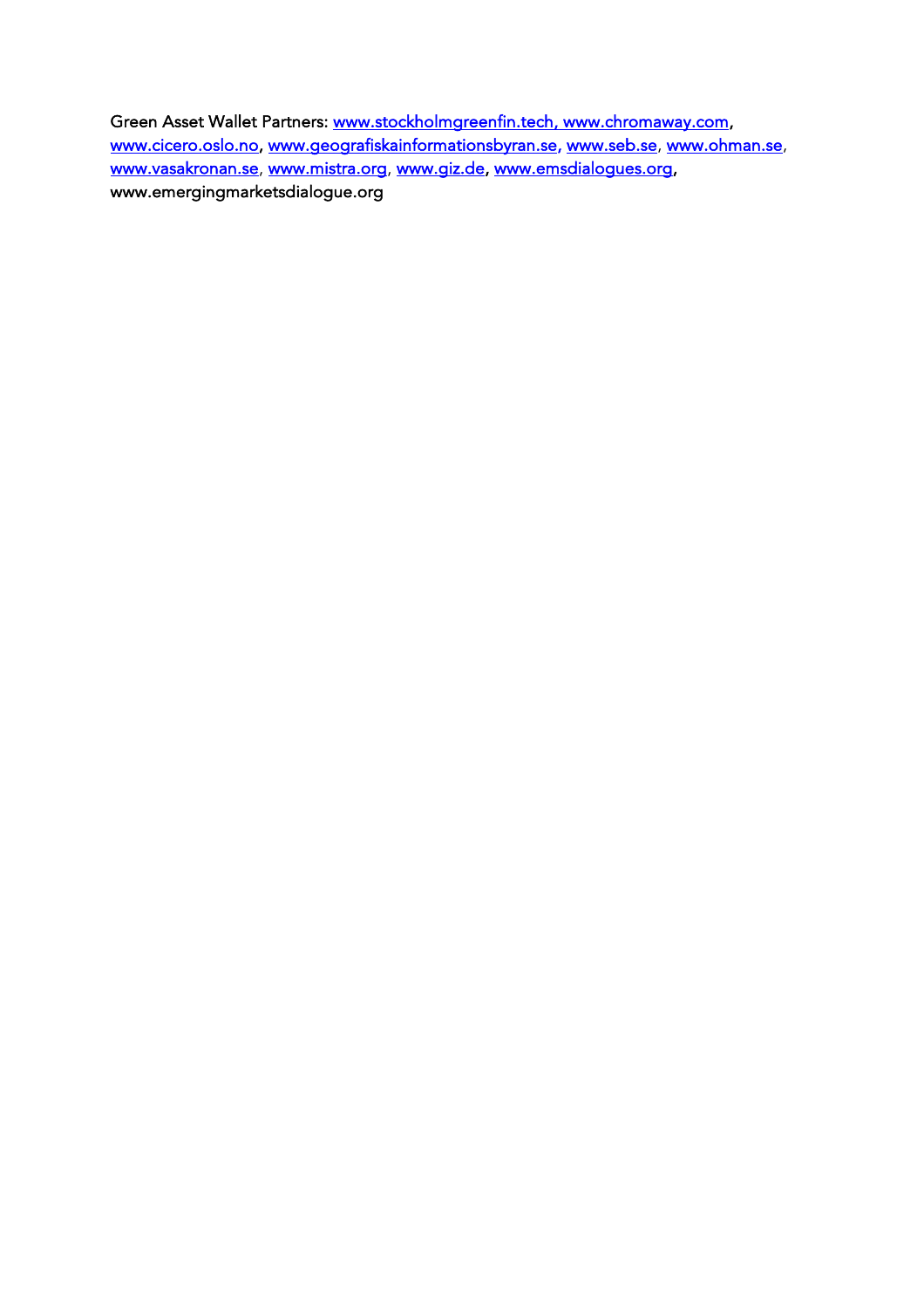Green Asset Wallet Partners: www.stockholmgreenfin.tech, www.chromaway.com, www.cicero.oslo.no, www.geografiskainformationsbyran.se, www.seb.se, www.ohman.se, www.vasakronan.se, www.mistra.org, www.giz.de, www.emsdialogues.org, www.emergingmarketsdialogue.org